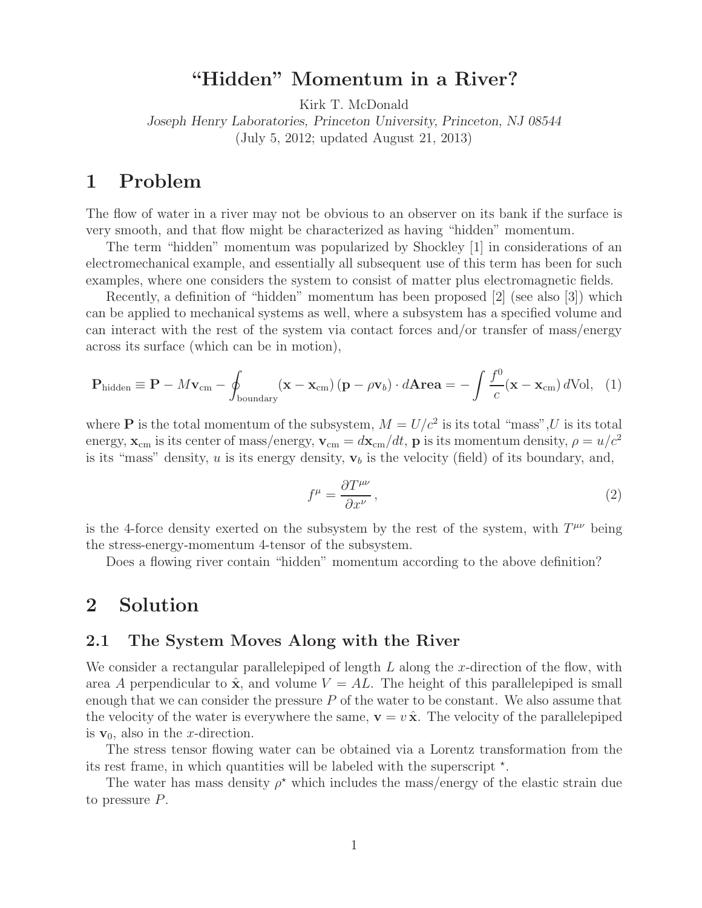# “Hidden” Momentum in a River?

Kirk T. McDonald

*Joseph Henry Laboratories, Princeton University, Princeton, NJ 08544*

(July 5, 2012; updated August 21, 2013)

## 1 Problem

The flow of water in a river may not be obvious to an observer on its bank if the surface is very smooth, and that flow might be characterized as having “hidden” momentum.

The term “hidden” momentum was popularized by Shockley [1] in considerations of an electromechanical example, and essentially all subsequent use of this term has been for such examples, where one considers the system to consist of matter plus electromagnetic fields.

Recently, a definition of “hidden” momentum has been proposed [2] (see also [3]) which can be applied to mechanical systems as well, where a subsystem has a specified volume and can interact with the rest of the system via contact forces and/or transfer of mass/energy across its surface (which can be in motion),

$$\mathbf{P}_{\rm hidden} \equiv \mathbf{P} - M\mathbf{v}_{\rm cm} - \oint_{\rm boundary} (\mathbf{x} - \mathbf{x}_{\rm cm})\,(\mathbf{p} - \rho\mathbf{v}_b)\cdot d\mathbf{Area} = -\int \frac{f^0}{c}(\mathbf{x} - \mathbf{x}_{\rm cm})\,d{\rm Vol}, \quad (1)$$

where $\mathbf{P}$ is the total momentum of the subsystem, $M = U/c^2$ is its total “mass”, $U$ is its total energy, $\mathbf{x}_{\rm cm}$ is its center of mass/energy, $\mathbf{v}_{\rm cm} = d\mathbf{x}_{\rm cm}/dt$, $\mathbf{p}$ is its momentum density, $\rho = u/c^2$ is its “mass” density, $u$ is its energy density, $\mathbf{v}_b$ is the velocity (field) of its boundary, and,

$$f^\mu = \frac{\partial T^{\mu\nu}}{\partial x^\nu}, \quad (2)$$

is the 4-force density exerted on the subsystem by the rest of the system, with $T^{\mu\nu}$ being the stress-energy-momentum 4-tensor of the subsystem.

Does a flowing river contain “hidden” momentum according to the above definition?

## 2 Solution

### 2.1 The System Moves Along with the River

We consider a rectangular parallelepiped of length $L$ along the $x$-direction of the flow, with area $A$ perpendicular to $\hat{\mathbf{x}}$, and volume $V = AL$. The height of this parallelepiped is small enough that we can consider the pressure $P$ of the water to be constant. We also assume that the velocity of the water is everywhere the same, $\mathbf{v} = v\,\hat{\mathbf{x}}$. The velocity of the parallelepiped is $\mathbf{v}_0$, also in the $x$-direction.

The stress tensor flowing water can be obtained via a Lorentz transformation from the its rest frame, in which quantities will be labeled with the superscript $^\star$.

The water has mass density $\rho^\star$ which includes the mass/energy of the elastic strain due to pressure $P$.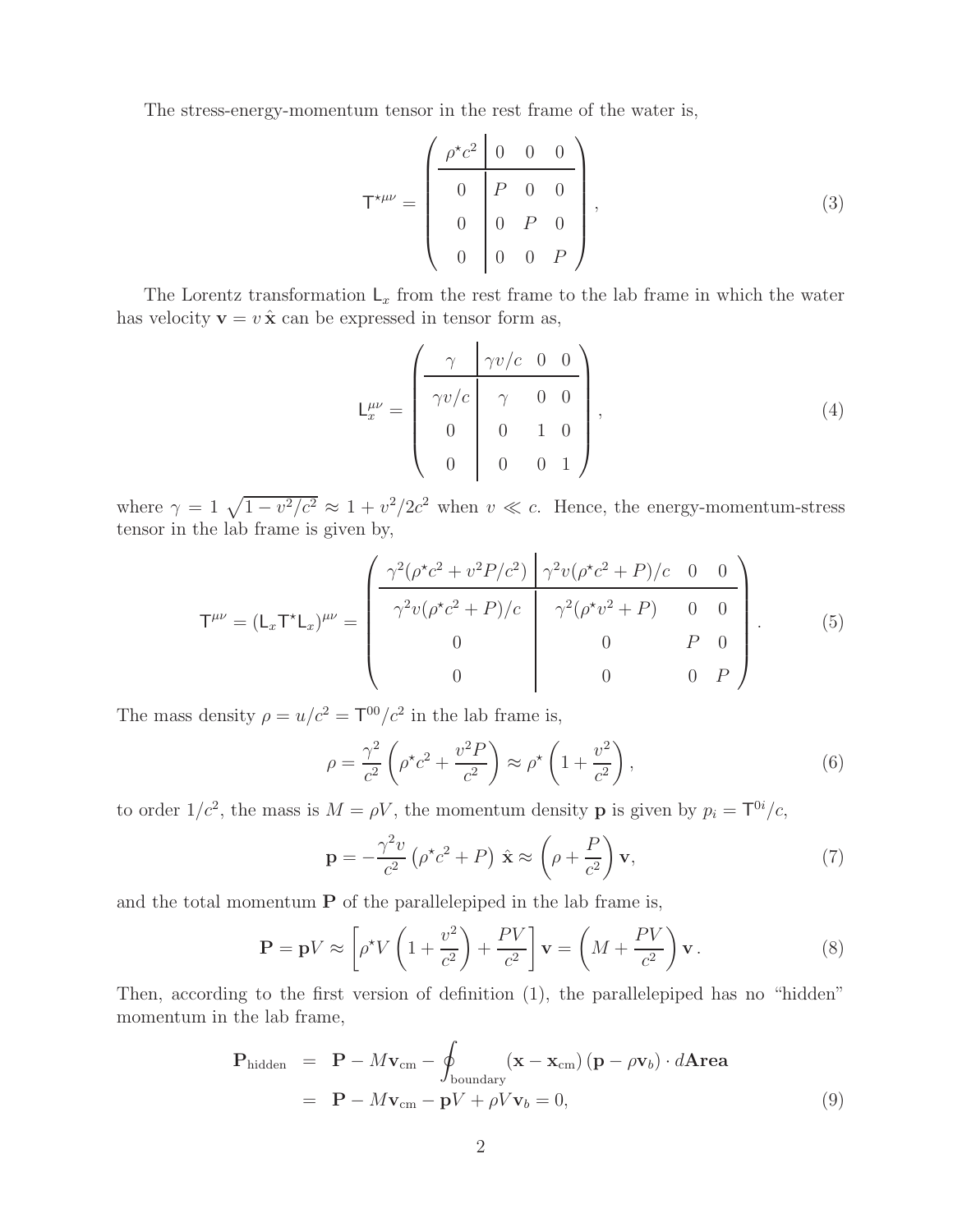The stress-energy-momentum tensor in the rest frame of the water is,

$$
\mathsf{T}^{\star\mu\nu} = \left( \begin{array}{c|ccc} \rho^\star c^2 & 0 & 0 & 0 \\ \hline 0 & P & 0 & 0 \\ 0 & 0 & P & 0 \\ 0 & 0 & 0 & P \end{array} \right), \tag{3}
$$

The Lorentz transformation $\mathsf{L}_x$ from the rest frame to the lab frame in which the water has velocity $\mathbf{v} = v\,\hat{\mathbf{x}}$ can be expressed in tensor form as,

$$
\mathsf{L}_x^{\mu\nu} = \left( \begin{array}{c|ccc} \gamma & \gamma v/c & 0 & 0 \\ \hline \gamma v/c & \gamma & 0 & 0 \\ 0 & 0 & 1 & 0 \\ 0 & 0 & 0 & 1 \end{array} \right), \tag{4}
$$

where $\gamma = 1\ \sqrt{1 - v^2/c^2} \approx 1 + v^2/2c^2$ when $v \ll c$. Hence, the energy-momentum-stress tensor in the lab frame is given by,

$$
\mathsf{T}^{\mu\nu} = (\mathsf{L}_x \mathsf{T}^\star \mathsf{L}_x)^{\mu\nu} = \left( \begin{array}{c|ccc} \gamma^2(\rho^\star c^2 + v^2 P/c^2) & \gamma^2 v(\rho^\star c^2 + P)/c & 0 & 0 \\ \hline \gamma^2 v(\rho^\star c^2 + P)/c & \gamma^2(\rho^\star v^2 + P) & 0 & 0 \\ 0 & 0 & P & 0 \\ 0 & 0 & 0 & P \end{array} \right). \tag{5}
$$

The mass density $\rho = u/c^2 = \mathsf{T}^{00}/c^2$ in the lab frame is,

$$
\rho = \frac{\gamma^2}{c^2}\left(\rho^\star c^2 + \frac{v^2 P}{c^2}\right) \approx \rho^\star\left(1 + \frac{v^2}{c^2}\right), \tag{6}
$$

to order $1/c^2$, the mass is $M = \rho V$, the momentum density $\mathbf{p}$ is given by $p_i = \mathsf{T}^{0i}/c$,

$$
\mathbf{p} = -\frac{\gamma^2 v}{c^2}\left(\rho^\star c^2 + P\right)\,\hat{\mathbf{x}} \approx \left(\rho + \frac{P}{c^2}\right)\mathbf{v}, \tag{7}
$$

and the total momentum $\mathbf{P}$ of the parallelepiped in the lab frame is,

$$
\mathbf{P} = \mathbf{p}V \approx \left[\rho^\star V\left(1 + \frac{v^2}{c^2}\right) + \frac{PV}{c^2}\right]\mathbf{v} = \left(M + \frac{PV}{c^2}\right)\mathbf{v}\,. \tag{8}
$$

Then, according to the first version of definition (1), the parallelepiped has no "hidden" momentum in the lab frame,

$$
\begin{aligned}
\mathbf{P}_{\text{hidden}} &= \mathbf{P} - M\mathbf{v}_{\text{cm}} - \oint_{\text{boundary}} (\mathbf{x} - \mathbf{x}_{\text{cm}})\,(\mathbf{p} - \rho\mathbf{v}_b)\cdot d\mathbf{Area} \\
&= \mathbf{P} - M\mathbf{v}_{\text{cm}} - \mathbf{p}V + \rho V\mathbf{v}_b = 0,
\end{aligned} \tag{9}
$$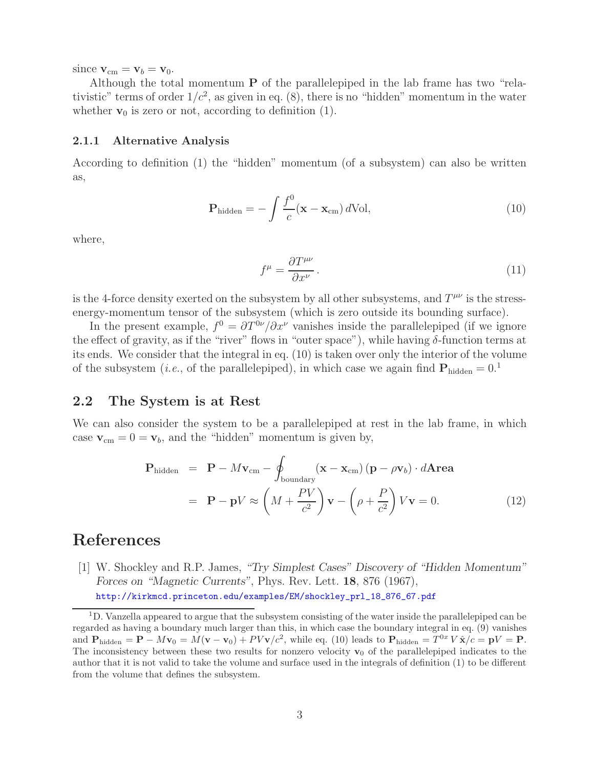since $\mathbf{v}_{\rm cm} = \mathbf{v}_b = \mathbf{v}_0$.

Although the total momentum $\mathbf{P}$ of the parallelepiped in the lab frame has two "relativistic" terms of order $1/c^2$, as given in eq. (8), there is no "hidden" momentum in the water whether $\mathbf{v}_0$ is zero or not, according to definition (1).

### 2.1.1 Alternative Analysis

According to definition (1) the "hidden" momentum (of a subsystem) can also be written as,

$$\mathbf{P}_{\rm hidden} = -\int \frac{f^0}{c}(\mathbf{x} - \mathbf{x}_{\rm cm})\, d\mathrm{Vol}, \tag{10}$$

where,

$$f^\mu = \frac{\partial T^{\mu\nu}}{\partial x^\nu}. \tag{11}$$

is the 4-force density exerted on the subsystem by all other subsystems, and $T^{\mu\nu}$ is the stress-energy-momentum tensor of the subsystem (which is zero outside its bounding surface).

In the present example, $f^0 = \partial T^{0\nu}/\partial x^\nu$ vanishes inside the parallelepiped (if we ignore the effect of gravity, as if the "river" flows in "outer space"), while having $\delta$-function terms at its ends. We consider that the integral in eq. (10) is taken over only the interior of the volume of the subsystem (*i.e.*, of the parallelepiped), in which case we again find $\mathbf{P}_{\rm hidden} = 0$.[1]

## 2.2 The System is at Rest

We can also consider the system to be a parallelepiped at rest in the lab frame, in which case $\mathbf{v}_{\rm cm} = 0 = \mathbf{v}_b$, and the "hidden" momentum is given by,

$$\begin{aligned}
\mathbf{P}_{\rm hidden} &= \mathbf{P} - M\mathbf{v}_{\rm cm} - \oint_{\rm boundary} (\mathbf{x} - \mathbf{x}_{\rm cm})\,(\mathbf{p} - \rho\mathbf{v}_b)\cdot d\mathbf{Area} \\
&= \mathbf{P} - \mathbf{p}V \approx \left(M + \frac{PV}{c^2}\right)\mathbf{v} - \left(\rho + \frac{P}{c^2}\right)V\mathbf{v} = 0.
\end{aligned} \tag{12}$$

# References

[1] W. Shockley and R.P. James, *"Try Simplest Cases" Discovery of "Hidden Momentum" Forces on "Magnetic Currents"*, Phys. Rev. Lett. **18**, 876 (1967), http://kirkmcd.princeton.edu/examples/EM/shockley_prl_18_876_67.pdf

---

[1] D. Vanzella appeared to argue that the subsystem consisting of the water inside the parallelepiped can be regarded as having a boundary much larger than this, in which case the boundary integral in eq. (9) vanishes and $\mathbf{P}_{\rm hidden} = \mathbf{P} - M\mathbf{v}_0 = M(\mathbf{v} - \mathbf{v}_0) + PV\mathbf{v}/c^2$, while eq. (10) leads to $\mathbf{P}_{\rm hidden} = T^{0x}\,V\,\hat{\mathbf{x}}/c = \mathbf{p}V = \mathbf{P}$. The inconsistency between these two results for nonzero velocity $\mathbf{v}_0$ of the parallelepiped indicates to the author that it is not valid to take the volume and surface used in the integrals of definition (1) to be different from the volume that defines the subsystem.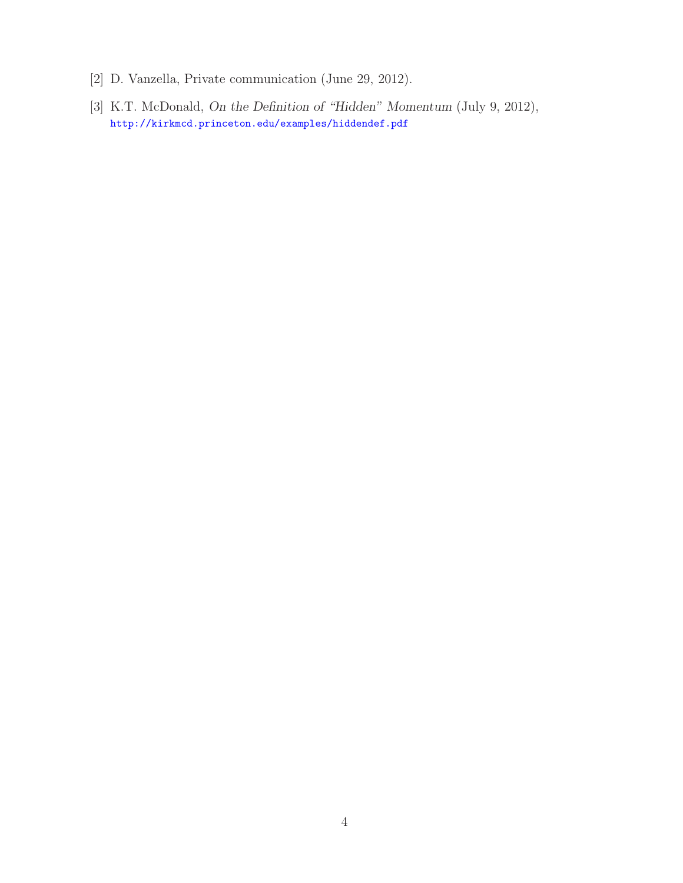[2] D. Vanzella, Private communication (June 29, 2012).

[3] K.T. McDonald, *On the Definition of "Hidden" Momentum* (July 9, 2012), http://kirkmcd.princeton.edu/examples/hiddendef.pdf